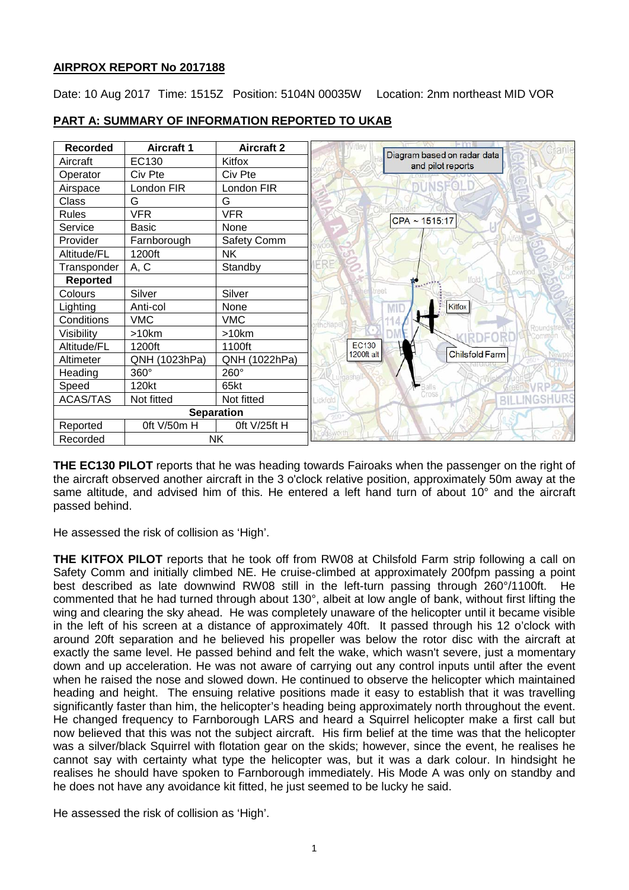**AIRPROX REPORT No 2017188**

Date: 10 Aug 2017 Time: 1515Z Position: 5104N 00035W Location: 2nm northeast MID VOR

## PART A: SUMMARY OF INFORMATION REPORTED TO UKAB

| Recorded | Aircraft 1 | Aircraft 2 |
|---|---|---|
| Aircraft | EC130 | Kitfox |
| Operator | Civ Pte | Civ Pte |
| Airspace | London FIR | London FIR |
| Class | G | G |
| Rules | VFR | VFR |
| Service | Basic | None |
| Provider | Farnborough | Safety Comm |
| Altitude/FL | 1200ft | NK |
| Transponder | A, C | Standby |
| **Reported** | | |
| Colours | Silver | Silver |
| Lighting | Anti-col | None |
| Conditions | VMC | VMC |
| Visibility | >10km | >10km |
| Altitude/FL | 1200ft | 1100ft |
| Altimeter | QNH (1023hPa) | QNH (1022hPa) |
| Heading | 360° | 260° |
| Speed | 120kt | 65kt |
| ACAS/TAS | Not fitted | Not fitted |
| **Separation** | | |
| Reported | 0ft V/50m H | 0ft V/25ft H |
| Recorded | NK | |

Diagram based on radar data and pilot reports

CPA ~ 1515:17

Kitfox

EC130 1200ft alt

Chilsfold Farm

**THE EC130 PILOT** reports that he was heading towards Fairoaks when the passenger on the right of the aircraft observed another aircraft in the 3 o'clock relative position, approximately 50m away at the same altitude, and advised him of this. He entered a left hand turn of about 10° and the aircraft passed behind.

He assessed the risk of collision as 'High'.

**THE KITFOX PILOT** reports that he took off from RW08 at Chilsfold Farm strip following a call on Safety Comm and initially climbed NE. He cruise-climbed at approximately 200fpm passing a point best described as late downwind RW08 still in the left-turn passing through 260°/1100ft. He commented that he had turned through about 130°, albeit at low angle of bank, without first lifting the wing and clearing the sky ahead. He was completely unaware of the helicopter until it became visible in the left of his screen at a distance of approximately 40ft. It passed through his 12 o'clock with around 20ft separation and he believed his propeller was below the rotor disc with the aircraft at exactly the same level. He passed behind and felt the wake, which wasn't severe, just a momentary down and up acceleration. He was not aware of carrying out any control inputs until after the event when he raised the nose and slowed down. He continued to observe the helicopter which maintained heading and height. The ensuing relative positions made it easy to establish that it was travelling significantly faster than him, the helicopter's heading being approximately north throughout the event. He changed frequency to Farnborough LARS and heard a Squirrel helicopter make a first call but now believed that this was not the subject aircraft. His firm belief at the time was that the helicopter was a silver/black Squirrel with flotation gear on the skids; however, since the event, he realises he cannot say with certainty what type the helicopter was, but it was a dark colour. In hindsight he realises he should have spoken to Farnborough immediately. His Mode A was only on standby and he does not have any avoidance kit fitted, he just seemed to be lucky he said.

He assessed the risk of collision as 'High'.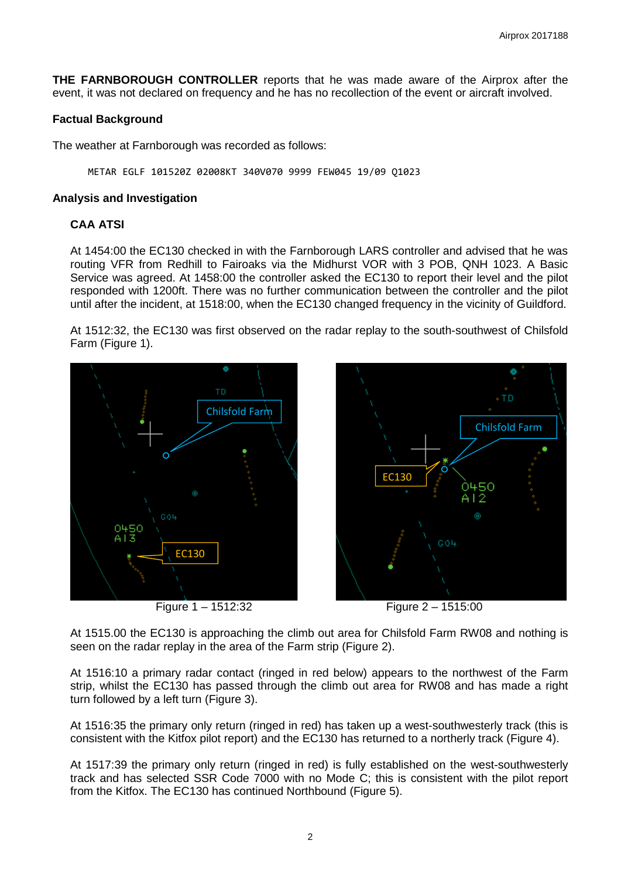**THE FARNBOROUGH CONTROLLER** reports that he was made aware of the Airprox after the event, it was not declared on frequency and he has no recollection of the event or aircraft involved.

### Factual Background

The weather at Farnborough was recorded as follows:

```
METAR EGLF 101520Z 02008KT 340V070 9999 FEW045 19/09 Q1023
```

### Analysis and Investigation

#### CAA ATSI

At 1454:00 the EC130 checked in with the Farnborough LARS controller and advised that he was routing VFR from Redhill to Fairoaks via the Midhurst VOR with 3 POB, QNH 1023. A Basic Service was agreed. At 1458:00 the controller asked the EC130 to report their level and the pilot responded with 1200ft. There was no further communication between the controller and the pilot until after the incident, at 1518:00, when the EC130 changed frequency in the vicinity of Guildford.

At 1512:32, the EC130 was first observed on the radar replay to the south-southwest of Chilsfold Farm (Figure 1).

TD
Chilsfold Farm
G04
0450
A13
EC130

Figure 1 – 1512:32

TD
Chilsfold Farm
EC130
0450
A12
G04

Figure 2 – 1515:00

At 1515.00 the EC130 is approaching the climb out area for Chilsfold Farm RW08 and nothing is seen on the radar replay in the area of the Farm strip (Figure 2).

At 1516:10 a primary radar contact (ringed in red below) appears to the northwest of the Farm strip, whilst the EC130 has passed through the climb out area for RW08 and has made a right turn followed by a left turn (Figure 3).

At 1516:35 the primary only return (ringed in red) has taken up a west-southwesterly track (this is consistent with the Kitfox pilot report) and the EC130 has returned to a northerly track (Figure 4).

At 1517:39 the primary only return (ringed in red) is fully established on the west-southwesterly track and has selected SSR Code 7000 with no Mode C; this is consistent with the pilot report from the Kitfox. The EC130 has continued Northbound (Figure 5).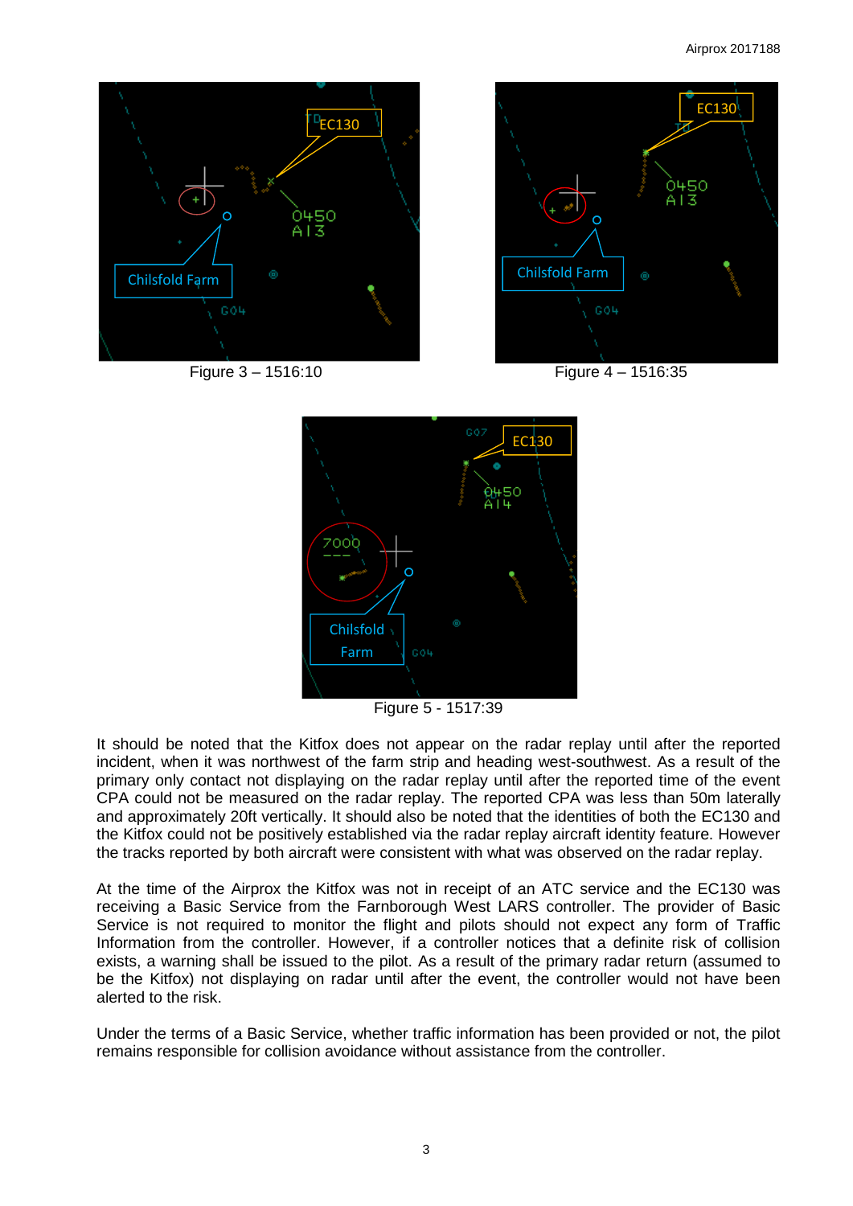EC130

0450
A13

Chilsfold Farm

G04

Figure 3 – 1516:10

EC130

0450
A13

Chilsfold Farm

G04

Figure 4 – 1516:35

G07

EC130

0450
A14

7000

Chilsfold Farm

G04

Figure 5 - 1517:39

It should be noted that the Kitfox does not appear on the radar replay until after the reported incident, when it was northwest of the farm strip and heading west-southwest. As a result of the primary only contact not displaying on the radar replay until after the reported time of the event CPA could not be measured on the radar replay. The reported CPA was less than 50m laterally and approximately 20ft vertically. It should also be noted that the identities of both the EC130 and the Kitfox could not be positively established via the radar replay aircraft identity feature. However the tracks reported by both aircraft were consistent with what was observed on the radar replay.

At the time of the Airprox the Kitfox was not in receipt of an ATC service and the EC130 was receiving a Basic Service from the Farnborough West LARS controller. The provider of Basic Service is not required to monitor the flight and pilots should not expect any form of Traffic Information from the controller. However, if a controller notices that a definite risk of collision exists, a warning shall be issued to the pilot. As a result of the primary radar return (assumed to be the Kitfox) not displaying on radar until after the event, the controller would not have been alerted to the risk.

Under the terms of a Basic Service, whether traffic information has been provided or not, the pilot remains responsible for collision avoidance without assistance from the controller.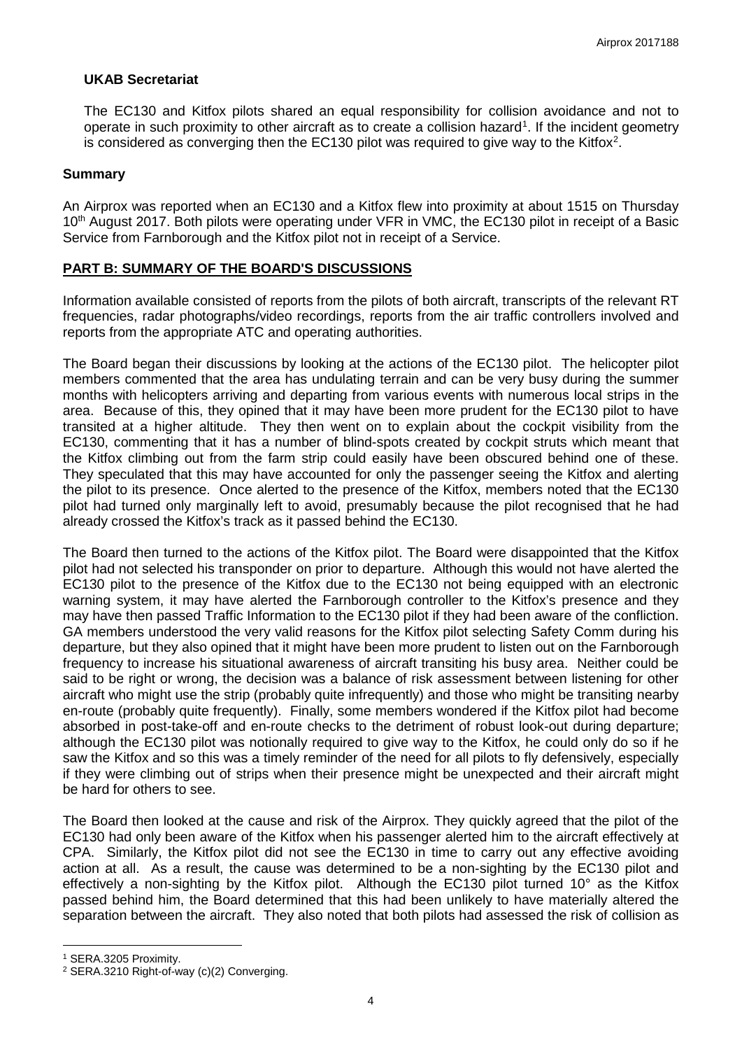### UKAB Secretariat

The EC130 and Kitfox pilots shared an equal responsibility for collision avoidance and not to operate in such proximity to other aircraft as to create a collision hazard[1]. If the incident geometry is considered as converging then the EC130 pilot was required to give way to the Kitfox[2].

### Summary

An Airprox was reported when an EC130 and a Kitfox flew into proximity at about 1515 on Thursday 10th August 2017. Both pilots were operating under VFR in VMC, the EC130 pilot in receipt of a Basic Service from Farnborough and the Kitfox pilot not in receipt of a Service.

## PART B: SUMMARY OF THE BOARD'S DISCUSSIONS

Information available consisted of reports from the pilots of both aircraft, transcripts of the relevant RT frequencies, radar photographs/video recordings, reports from the air traffic controllers involved and reports from the appropriate ATC and operating authorities.

The Board began their discussions by looking at the actions of the EC130 pilot. The helicopter pilot members commented that the area has undulating terrain and can be very busy during the summer months with helicopters arriving and departing from various events with numerous local strips in the area. Because of this, they opined that it may have been more prudent for the EC130 pilot to have transited at a higher altitude. They then went on to explain about the cockpit visibility from the EC130, commenting that it has a number of blind-spots created by cockpit struts which meant that the Kitfox climbing out from the farm strip could easily have been obscured behind one of these. They speculated that this may have accounted for only the passenger seeing the Kitfox and alerting the pilot to its presence. Once alerted to the presence of the Kitfox, members noted that the EC130 pilot had turned only marginally left to avoid, presumably because the pilot recognised that he had already crossed the Kitfox's track as it passed behind the EC130.

The Board then turned to the actions of the Kitfox pilot. The Board were disappointed that the Kitfox pilot had not selected his transponder on prior to departure. Although this would not have alerted the EC130 pilot to the presence of the Kitfox due to the EC130 not being equipped with an electronic warning system, it may have alerted the Farnborough controller to the Kitfox's presence and they may have then passed Traffic Information to the EC130 pilot if they had been aware of the confliction. GA members understood the very valid reasons for the Kitfox pilot selecting Safety Comm during his departure, but they also opined that it might have been more prudent to listen out on the Farnborough frequency to increase his situational awareness of aircraft transiting his busy area. Neither could be said to be right or wrong, the decision was a balance of risk assessment between listening for other aircraft who might use the strip (probably quite infrequently) and those who might be transiting nearby en-route (probably quite frequently). Finally, some members wondered if the Kitfox pilot had become absorbed in post-take-off and en-route checks to the detriment of robust look-out during departure; although the EC130 pilot was notionally required to give way to the Kitfox, he could only do so if he saw the Kitfox and so this was a timely reminder of the need for all pilots to fly defensively, especially if they were climbing out of strips when their presence might be unexpected and their aircraft might be hard for others to see.

The Board then looked at the cause and risk of the Airprox. They quickly agreed that the pilot of the EC130 had only been aware of the Kitfox when his passenger alerted him to the aircraft effectively at CPA. Similarly, the Kitfox pilot did not see the EC130 in time to carry out any effective avoiding action at all. As a result, the cause was determined to be a non-sighting by the EC130 pilot and effectively a non-sighting by the Kitfox pilot. Although the EC130 pilot turned 10° as the Kitfox passed behind him, the Board determined that this had been unlikely to have materially altered the separation between the aircraft. They also noted that both pilots had assessed the risk of collision as

[1] SERA.3205 Proximity.

[2] SERA.3210 Right-of-way (c)(2) Converging.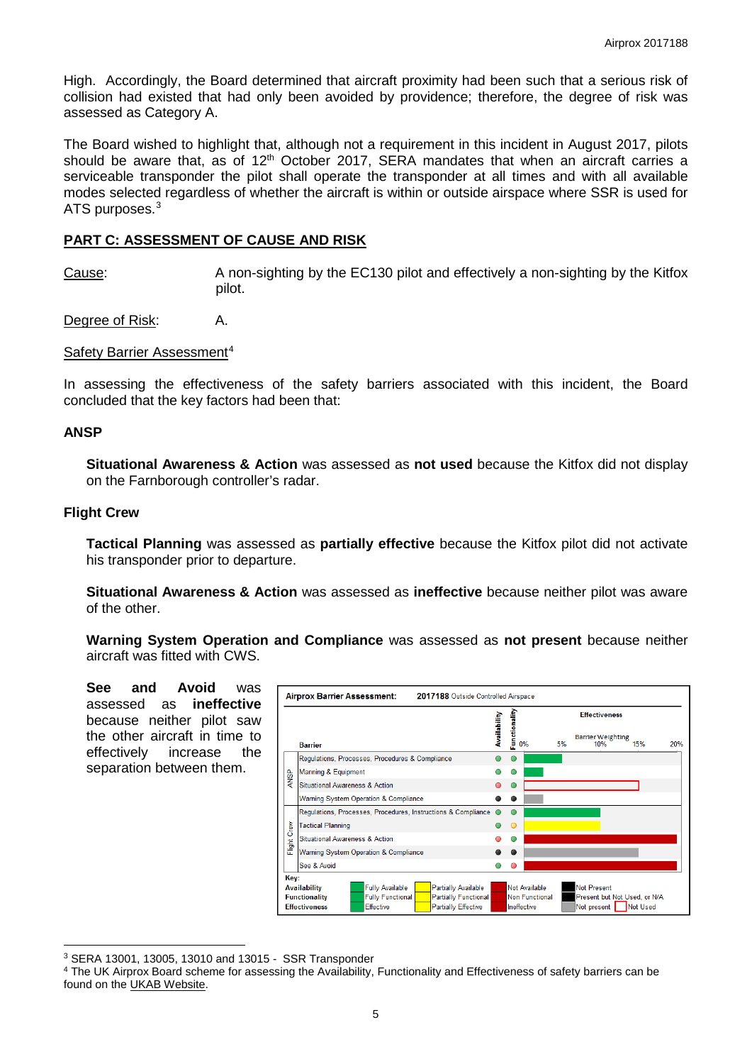High. Accordingly, the Board determined that aircraft proximity had been such that a serious risk of collision had existed that had only been avoided by providence; therefore, the degree of risk was assessed as Category A.

The Board wished to highlight that, although not a requirement in this incident in August 2017, pilots should be aware that, as of 12th October 2017, SERA mandates that when an aircraft carries a serviceable transponder the pilot shall operate the transponder at all times and with all available modes selected regardless of whether the aircraft is within or outside airspace where SSR is used for ATS purposes.[3]

## PART C: ASSESSMENT OF CAUSE AND RISK

Cause: A non-sighting by the EC130 pilot and effectively a non-sighting by the Kitfox pilot.

Degree of Risk: A.

Safety Barrier Assessment[4]

In assessing the effectiveness of the safety barriers associated with this incident, the Board concluded that the key factors had been that:

### ANSP

**Situational Awareness & Action** was assessed as **not used** because the Kitfox did not display on the Farnborough controller's radar.

### Flight Crew

**Tactical Planning** was assessed as **partially effective** because the Kitfox pilot did not activate his transponder prior to departure.

**Situational Awareness & Action** was assessed as **ineffective** because neither pilot was aware of the other.

**Warning System Operation and Compliance** was assessed as **not present** because neither aircraft was fitted with CWS.

**See and Avoid** was assessed as **ineffective** because neither pilot saw the other aircraft in time to effectively increase the separation between them.

Airprox Barrier Assessment: 2017188 Outside Controlled Airspace

Barrier
Availability
Functionality
Effectiveness
Barrier Weighting
0% 5% 10% 15% 20%

ANSP
Regulations, Processes, Procedures & Compliance
Manning & Equipment
Situational Awareness & Action
Warning System Operation & Compliance

Flight Crew
Regulations, Processes, Procedures, Instructions & Compliance
Tactical Planning
Situational Awareness & Action
Warning System Operation & Compliance
See & Avoid

Key:
Availability: Fully Available, Partially Available, Not Available, Not Present
Functionality: Fully Functional, Partially Functional, Non Functional, Present but Not Used, or N/A
Effectiveness: Effective, Partially Effective, Ineffective, Not present, Not Used

---

[3] SERA 13001, 13005, 13010 and 13015 - SSR Transponder

[4] The UK Airprox Board scheme for assessing the Availability, Functionality and Effectiveness of safety barriers can be found on the UKAB Website.